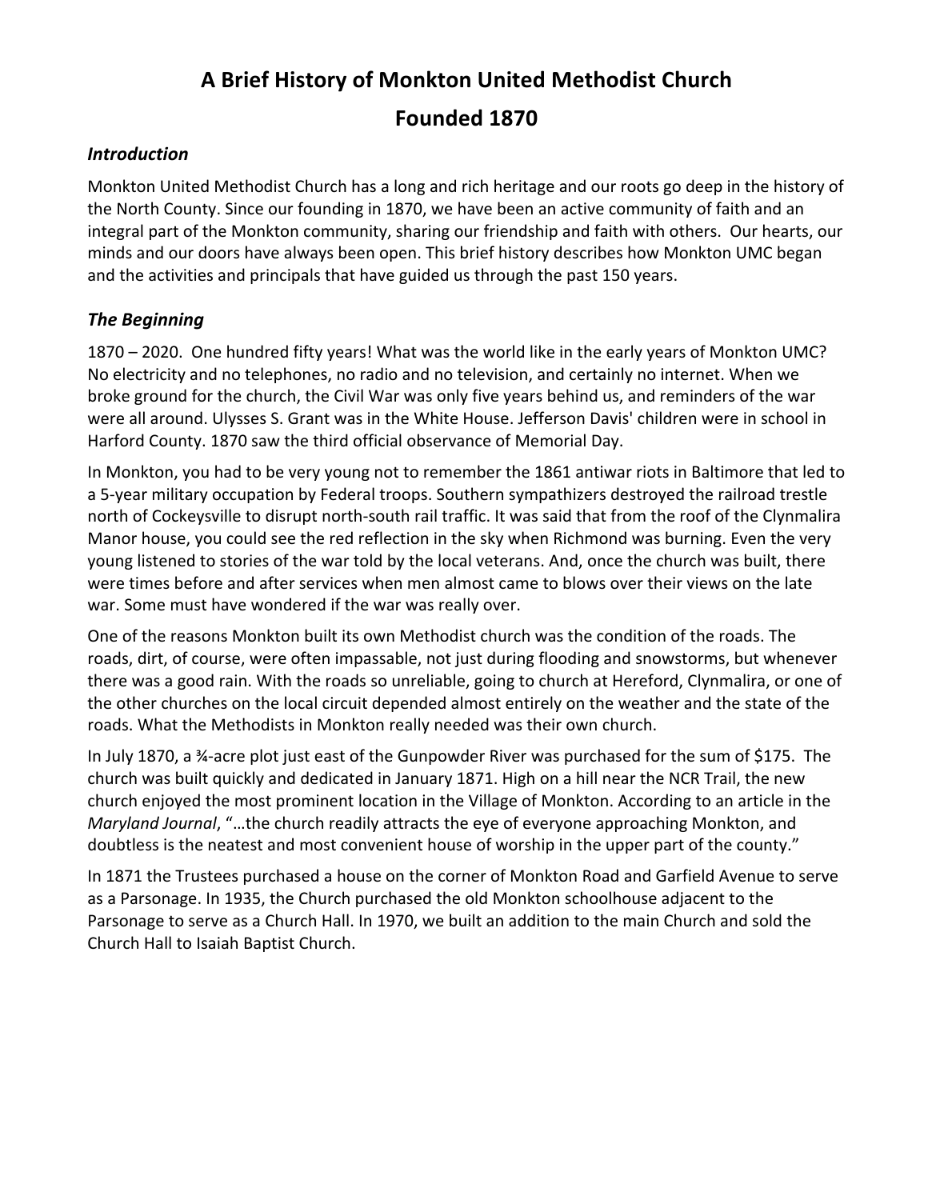# A Brief History of Monkton United Methodist Church

# Founded 1870

## *Introduction*

Monkton United Methodist Church has a long and rich heritage and our roots go deep in the history of the North County. Since our founding in 1870, we have been an active community of faith and an integral part of the Monkton community, sharing our friendship and faith with others. Our hearts, our minds and our doors have always been open. This brief history describes how Monkton UMC began and the activities and principals that have guided us through the past 150 years.

## *The Beginning*

1870 – 2020. One hundred fifty years! What was the world like in the early years of Monkton UMC? No electricity and no telephones, no radio and no television, and certainly no internet. When we broke ground for the church, the Civil War was only five years behind us, and reminders of the war were all around. Ulysses S. Grant was in the White House. Jefferson Davis' children were in school in Harford County. 1870 saw the third official observance of Memorial Day.

In Monkton, you had to be very young not to remember the 1861 antiwar riots in Baltimore that led to a 5-year military occupation by Federal troops. Southern sympathizers destroyed the railroad trestle north of Cockeysville to disrupt north-south rail traffic. It was said that from the roof of the Clynmalira Manor house, you could see the red reflection in the sky when Richmond was burning. Even the very young listened to stories of the war told by the local veterans. And, once the church was built, there were times before and after services when men almost came to blows over their views on the late war. Some must have wondered if the war was really over.

One of the reasons Monkton built its own Methodist church was the condition of the roads. The roads, dirt, of course, were often impassable, not just during flooding and snowstorms, but whenever there was a good rain. With the roads so unreliable, going to church at Hereford, Clynmalira, or one of the other churches on the local circuit depended almost entirely on the weather and the state of the roads. What the Methodists in Monkton really needed was their own church.

In July 1870, a ¾-acre plot just east of the Gunpowder River was purchased for the sum of $175. The church was built quickly and dedicated in January 1871. High on a hill near the NCR Trail, the new church enjoyed the most prominent location in the Village of Monkton. According to an article in the *Maryland Journal*, "…the church readily attracts the eye of everyone approaching Monkton, and doubtless is the neatest and most convenient house of worship in the upper part of the county."

In 1871 the Trustees purchased a house on the corner of Monkton Road and Garfield Avenue to serve as a Parsonage. In 1935, the Church purchased the old Monkton schoolhouse adjacent to the Parsonage to serve as a Church Hall. In 1970, we built an addition to the main Church and sold the Church Hall to Isaiah Baptist Church.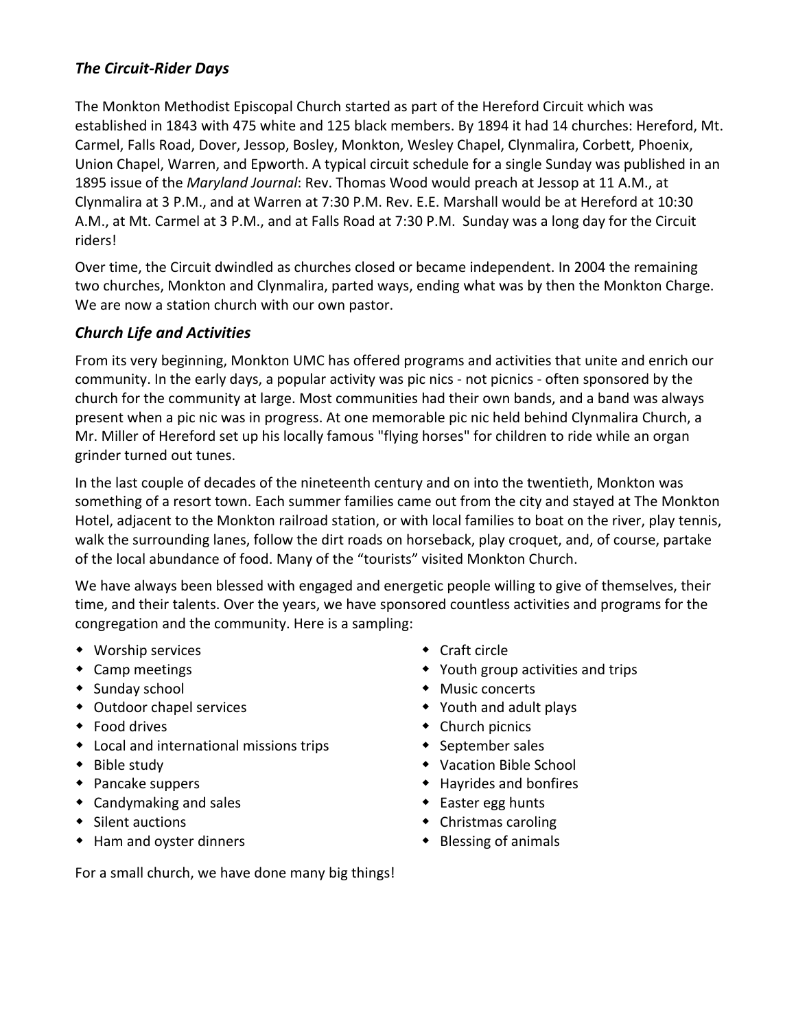### *The Circuit-Rider Days*

The Monkton Methodist Episcopal Church started as part of the Hereford Circuit which was established in 1843 with 475 white and 125 black members. By 1894 it had 14 churches: Hereford, Mt. Carmel, Falls Road, Dover, Jessop, Bosley, Monkton, Wesley Chapel, Clynmalira, Corbett, Phoenix, Union Chapel, Warren, and Epworth. A typical circuit schedule for a single Sunday was published in an 1895 issue of the *Maryland Journal*: Rev. Thomas Wood would preach at Jessop at 11 A.M., at Clynmalira at 3 P.M., and at Warren at 7:30 P.M. Rev. E.E. Marshall would be at Hereford at 10:30 A.M., at Mt. Carmel at 3 P.M., and at Falls Road at 7:30 P.M. Sunday was a long day for the Circuit riders!

Over time, the Circuit dwindled as churches closed or became independent. In 2004 the remaining two churches, Monkton and Clynmalira, parted ways, ending what was by then the Monkton Charge. We are now a station church with our own pastor.

### *Church Life and Activities*

From its very beginning, Monkton UMC has offered programs and activities that unite and enrich our community. In the early days, a popular activity was pic nics - not picnics - often sponsored by the church for the community at large. Most communities had their own bands, and a band was always present when a pic nic was in progress. At one memorable pic nic held behind Clynmalira Church, a Mr. Miller of Hereford set up his locally famous "flying horses" for children to ride while an organ grinder turned out tunes.

In the last couple of decades of the nineteenth century and on into the twentieth, Monkton was something of a resort town. Each summer families came out from the city and stayed at The Monkton Hotel, adjacent to the Monkton railroad station, or with local families to boat on the river, play tennis, walk the surrounding lanes, follow the dirt roads on horseback, play croquet, and, of course, partake of the local abundance of food. Many of the "tourists" visited Monkton Church.

We have always been blessed with engaged and energetic people willing to give of themselves, their time, and their talents. Over the years, we have sponsored countless activities and programs for the congregation and the community. Here is a sampling:

- Worship services
- Camp meetings
- Sunday school
- Outdoor chapel services
- Food drives
- Local and international missions trips
- Bible study
- Pancake suppers
- Candymaking and sales
- Silent auctions
- Ham and oyster dinners
- Craft circle
- Youth group activities and trips
- Music concerts
- Youth and adult plays
- Church picnics
- September sales
- Vacation Bible School
- Hayrides and bonfires
- Easter egg hunts
- Christmas caroling
- Blessing of animals

For a small church, we have done many big things!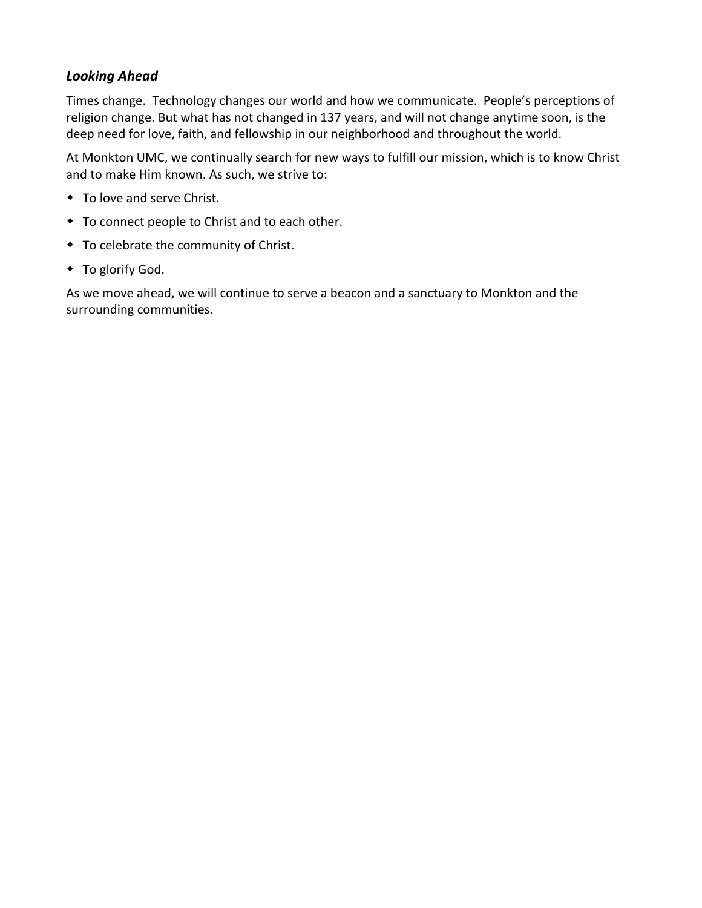### *Looking Ahead*

Times change. Technology changes our world and how we communicate. People's perceptions of religion change. But what has not changed in 137 years, and will not change anytime soon, is the deep need for love, faith, and fellowship in our neighborhood and throughout the world.

At Monkton UMC, we continually search for new ways to fulfill our mission, which is to know Christ and to make Him known. As such, we strive to:

- To love and serve Christ.
- To connect people to Christ and to each other.
- To celebrate the community of Christ.
- To glorify God.

As we move ahead, we will continue to serve a beacon and a sanctuary to Monkton and the surrounding communities.